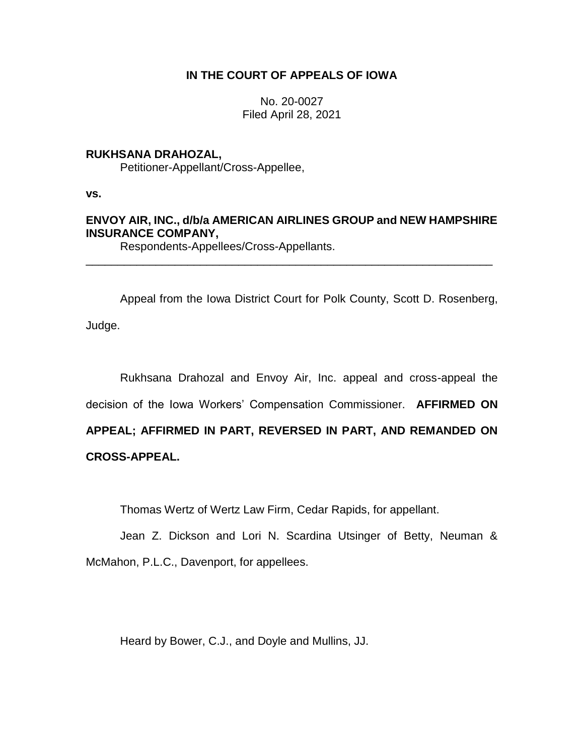**IN THE COURT OF APPEALS OF IOWA**

No. 20-0027
Filed April 28, 2021

**RUKHSANA DRAHOZAL,**
Petitioner-Appellant/Cross-Appellee,

**vs.**

**ENVOY AIR, INC., d/b/a AMERICAN AIRLINES GROUP and NEW HAMPSHIRE INSURANCE COMPANY,**
Respondents-Appellees/Cross-Appellants.

---

Appeal from the Iowa District Court for Polk County, Scott D. Rosenberg, Judge.

Rukhsana Drahozal and Envoy Air, Inc. appeal and cross-appeal the decision of the Iowa Workers' Compensation Commissioner. **AFFIRMED ON APPEAL; AFFIRMED IN PART, REVERSED IN PART, AND REMANDED ON CROSS-APPEAL.**

Thomas Wertz of Wertz Law Firm, Cedar Rapids, for appellant.

Jean Z. Dickson and Lori N. Scardina Utsinger of Betty, Neuman & McMahon, P.L.C., Davenport, for appellees.

Heard by Bower, C.J., and Doyle and Mullins, JJ.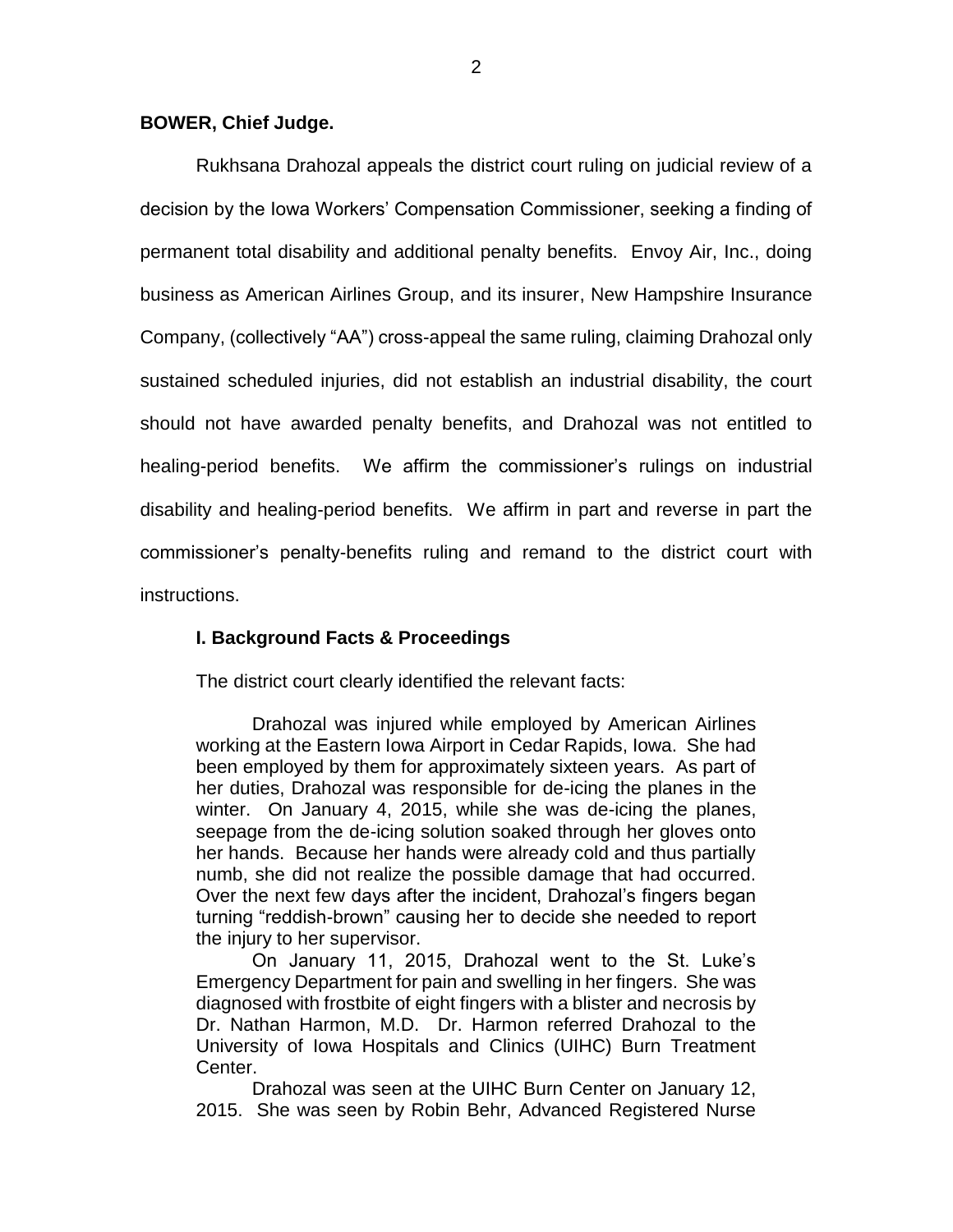**BOWER, Chief Judge.**

Rukhsana Drahozal appeals the district court ruling on judicial review of a decision by the Iowa Workers' Compensation Commissioner, seeking a finding of permanent total disability and additional penalty benefits. Envoy Air, Inc., doing business as American Airlines Group, and its insurer, New Hampshire Insurance Company, (collectively "AA") cross-appeal the same ruling, claiming Drahozal only sustained scheduled injuries, did not establish an industrial disability, the court should not have awarded penalty benefits, and Drahozal was not entitled to healing-period benefits. We affirm the commissioner's rulings on industrial disability and healing-period benefits. We affirm in part and reverse in part the commissioner's penalty-benefits ruling and remand to the district court with instructions.

## I. Background Facts & Proceedings

The district court clearly identified the relevant facts:

> Drahozal was injured while employed by American Airlines working at the Eastern Iowa Airport in Cedar Rapids, Iowa. She had been employed by them for approximately sixteen years. As part of her duties, Drahozal was responsible for de-icing the planes in the winter. On January 4, 2015, while she was de-icing the planes, seepage from the de-icing solution soaked through her gloves onto her hands. Because her hands were already cold and thus partially numb, she did not realize the possible damage that had occurred. Over the next few days after the incident, Drahozal's fingers began turning "reddish-brown" causing her to decide she needed to report the injury to her supervisor.
>
> On January 11, 2015, Drahozal went to the St. Luke's Emergency Department for pain and swelling in her fingers. She was diagnosed with frostbite of eight fingers with a blister and necrosis by Dr. Nathan Harmon, M.D. Dr. Harmon referred Drahozal to the University of Iowa Hospitals and Clinics (UIHC) Burn Treatment Center.
>
> Drahozal was seen at the UIHC Burn Center on January 12, 2015. She was seen by Robin Behr, Advanced Registered Nurse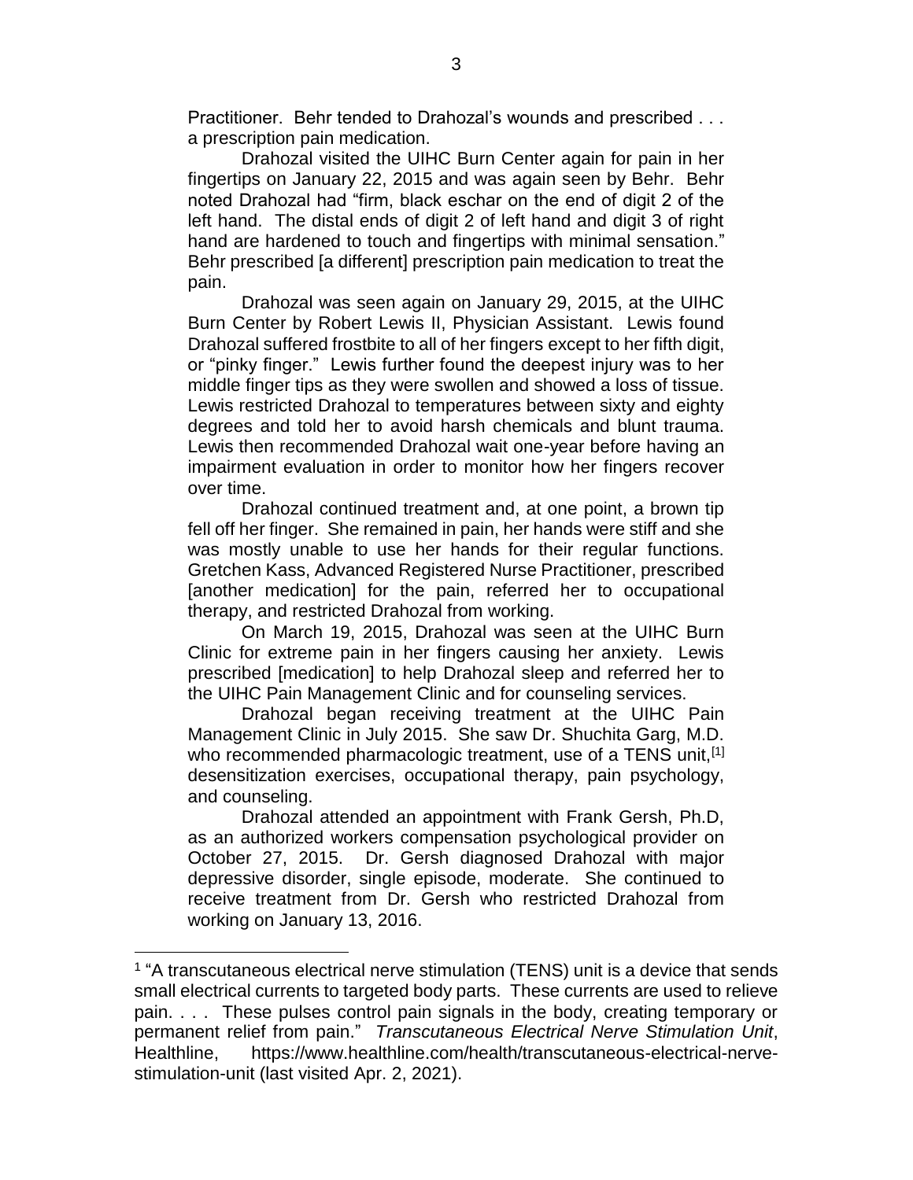Practitioner. Behr tended to Drahozal's wounds and prescribed . . . a prescription pain medication.

Drahozal visited the UIHC Burn Center again for pain in her fingertips on January 22, 2015 and was again seen by Behr. Behr noted Drahozal had "firm, black eschar on the end of digit 2 of the left hand. The distal ends of digit 2 of left hand and digit 3 of right hand are hardened to touch and fingertips with minimal sensation." Behr prescribed [a different] prescription pain medication to treat the pain.

Drahozal was seen again on January 29, 2015, at the UIHC Burn Center by Robert Lewis II, Physician Assistant. Lewis found Drahozal suffered frostbite to all of her fingers except to her fifth digit, or "pinky finger." Lewis further found the deepest injury was to her middle finger tips as they were swollen and showed a loss of tissue. Lewis restricted Drahozal to temperatures between sixty and eighty degrees and told her to avoid harsh chemicals and blunt trauma. Lewis then recommended Drahozal wait one-year before having an impairment evaluation in order to monitor how her fingers recover over time.

Drahozal continued treatment and, at one point, a brown tip fell off her finger. She remained in pain, her hands were stiff and she was mostly unable to use her hands for their regular functions. Gretchen Kass, Advanced Registered Nurse Practitioner, prescribed [another medication] for the pain, referred her to occupational therapy, and restricted Drahozal from working.

On March 19, 2015, Drahozal was seen at the UIHC Burn Clinic for extreme pain in her fingers causing her anxiety. Lewis prescribed [medication] to help Drahozal sleep and referred her to the UIHC Pain Management Clinic and for counseling services.

Drahozal began receiving treatment at the UIHC Pain Management Clinic in July 2015. She saw Dr. Shuchita Garg, M.D. who recommended pharmacologic treatment, use of a TENS unit,[1] desensitization exercises, occupational therapy, pain psychology, and counseling.

Drahozal attended an appointment with Frank Gersh, Ph.D, as an authorized workers compensation psychological provider on October 27, 2015. Dr. Gersh diagnosed Drahozal with major depressive disorder, single episode, moderate. She continued to receive treatment from Dr. Gersh who restricted Drahozal from working on January 13, 2016.

[1] "A transcutaneous electrical nerve stimulation (TENS) unit is a device that sends small electrical currents to targeted body parts. These currents are used to relieve pain. . . . These pulses control pain signals in the body, creating temporary or permanent relief from pain." *Transcutaneous Electrical Nerve Stimulation Unit*, Healthline, https://www.healthline.com/health/transcutaneous-electrical-nerve-stimulation-unit (last visited Apr. 2, 2021).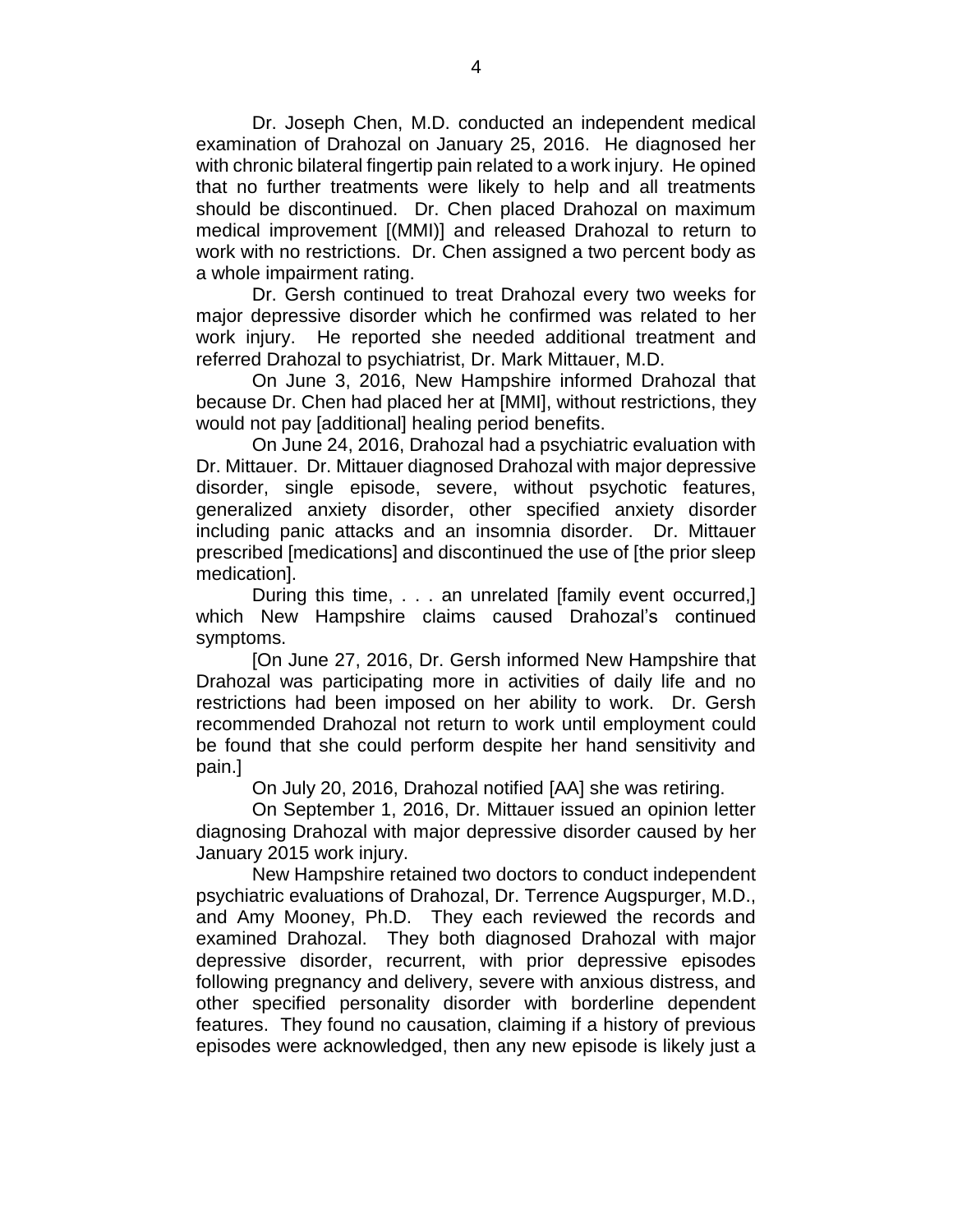Dr. Joseph Chen, M.D. conducted an independent medical examination of Drahozal on January 25, 2016. He diagnosed her with chronic bilateral fingertip pain related to a work injury. He opined that no further treatments were likely to help and all treatments should be discontinued. Dr. Chen placed Drahozal on maximum medical improvement [(MMI)] and released Drahozal to return to work with no restrictions. Dr. Chen assigned a two percent body as a whole impairment rating.

Dr. Gersh continued to treat Drahozal every two weeks for major depressive disorder which he confirmed was related to her work injury. He reported she needed additional treatment and referred Drahozal to psychiatrist, Dr. Mark Mittauer, M.D.

On June 3, 2016, New Hampshire informed Drahozal that because Dr. Chen had placed her at [MMI], without restrictions, they would not pay [additional] healing period benefits.

On June 24, 2016, Drahozal had a psychiatric evaluation with Dr. Mittauer. Dr. Mittauer diagnosed Drahozal with major depressive disorder, single episode, severe, without psychotic features, generalized anxiety disorder, other specified anxiety disorder including panic attacks and an insomnia disorder. Dr. Mittauer prescribed [medications] and discontinued the use of [the prior sleep medication].

During this time, . . . an unrelated [family event occurred,] which New Hampshire claims caused Drahozal's continued symptoms.

[On June 27, 2016, Dr. Gersh informed New Hampshire that Drahozal was participating more in activities of daily life and no restrictions had been imposed on her ability to work. Dr. Gersh recommended Drahozal not return to work until employment could be found that she could perform despite her hand sensitivity and pain.]

On July 20, 2016, Drahozal notified [AA] she was retiring.

On September 1, 2016, Dr. Mittauer issued an opinion letter diagnosing Drahozal with major depressive disorder caused by her January 2015 work injury.

New Hampshire retained two doctors to conduct independent psychiatric evaluations of Drahozal, Dr. Terrence Augspurger, M.D., and Amy Mooney, Ph.D. They each reviewed the records and examined Drahozal. They both diagnosed Drahozal with major depressive disorder, recurrent, with prior depressive episodes following pregnancy and delivery, severe with anxious distress, and other specified personality disorder with borderline dependent features. They found no causation, claiming if a history of previous episodes were acknowledged, then any new episode is likely just a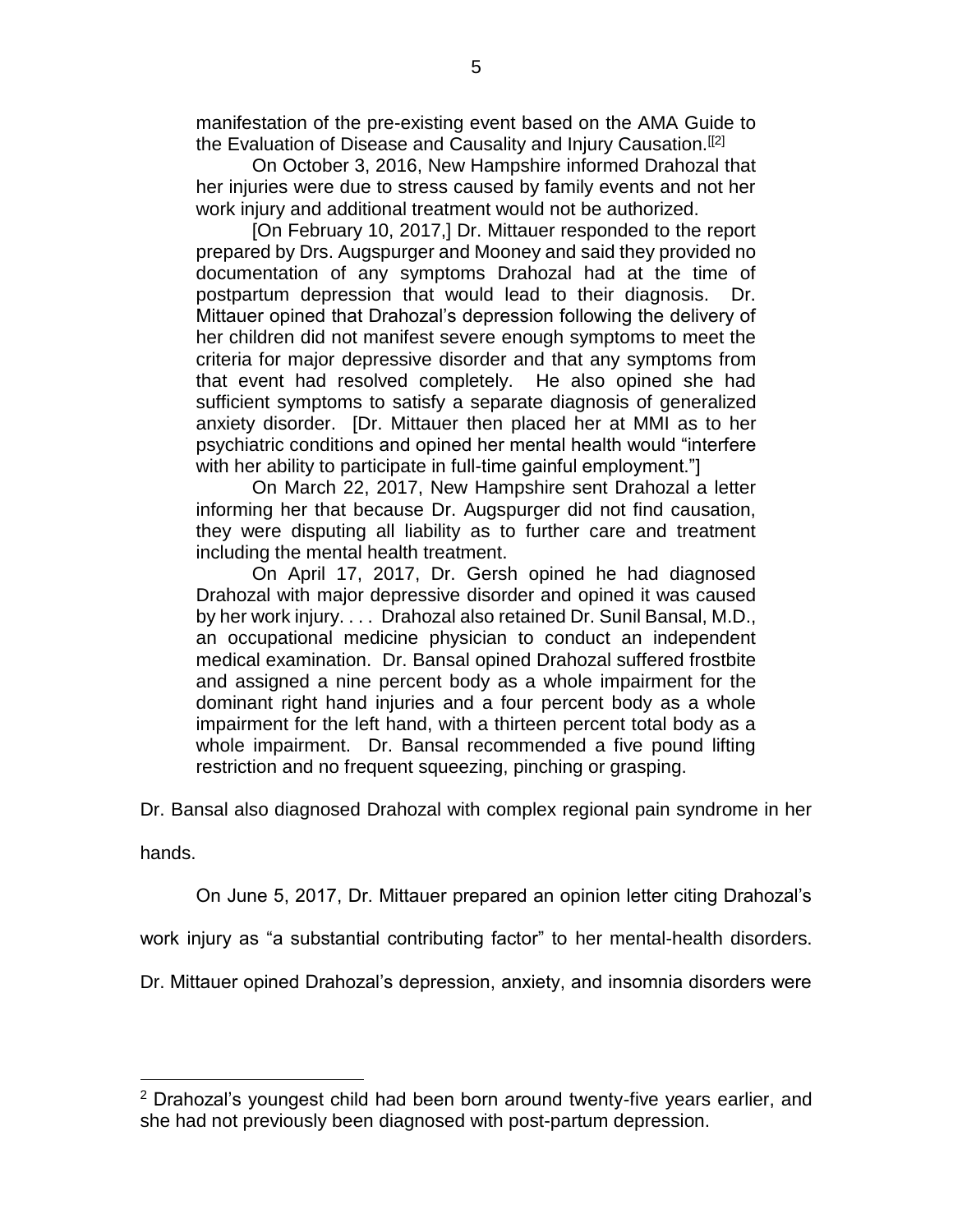> manifestation of the pre-existing event based on the AMA Guide to the Evaluation of Disease and Causality and Injury Causation.[[2]
>
> On October 3, 2016, New Hampshire informed Drahozal that her injuries were due to stress caused by family events and not her work injury and additional treatment would not be authorized.
>
> [On February 10, 2017,] Dr. Mittauer responded to the report prepared by Drs. Augspurger and Mooney and said they provided no documentation of any symptoms Drahozal had at the time of postpartum depression that would lead to their diagnosis. Dr. Mittauer opined that Drahozal's depression following the delivery of her children did not manifest severe enough symptoms to meet the criteria for major depressive disorder and that any symptoms from that event had resolved completely. He also opined she had sufficient symptoms to satisfy a separate diagnosis of generalized anxiety disorder. [Dr. Mittauer then placed her at MMI as to her psychiatric conditions and opined her mental health would "interfere with her ability to participate in full-time gainful employment."]
>
> On March 22, 2017, New Hampshire sent Drahozal a letter informing her that because Dr. Augspurger did not find causation, they were disputing all liability as to further care and treatment including the mental health treatment.
>
> On April 17, 2017, Dr. Gersh opined he had diagnosed Drahozal with major depressive disorder and opined it was caused by her work injury. . . . Drahozal also retained Dr. Sunil Bansal, M.D., an occupational medicine physician to conduct an independent medical examination. Dr. Bansal opined Drahozal suffered frostbite and assigned a nine percent body as a whole impairment for the dominant right hand injuries and a four percent body as a whole impairment for the left hand, with a thirteen percent total body as a whole impairment. Dr. Bansal recommended a five pound lifting restriction and no frequent squeezing, pinching or grasping.

Dr. Bansal also diagnosed Drahozal with complex regional pain syndrome in her hands.

On June 5, 2017, Dr. Mittauer prepared an opinion letter citing Drahozal's work injury as "a substantial contributing factor" to her mental-health disorders. Dr. Mittauer opined Drahozal's depression, anxiety, and insomnia disorders were

---

[2] Drahozal's youngest child had been born around twenty-five years earlier, and she had not previously been diagnosed with post-partum depression.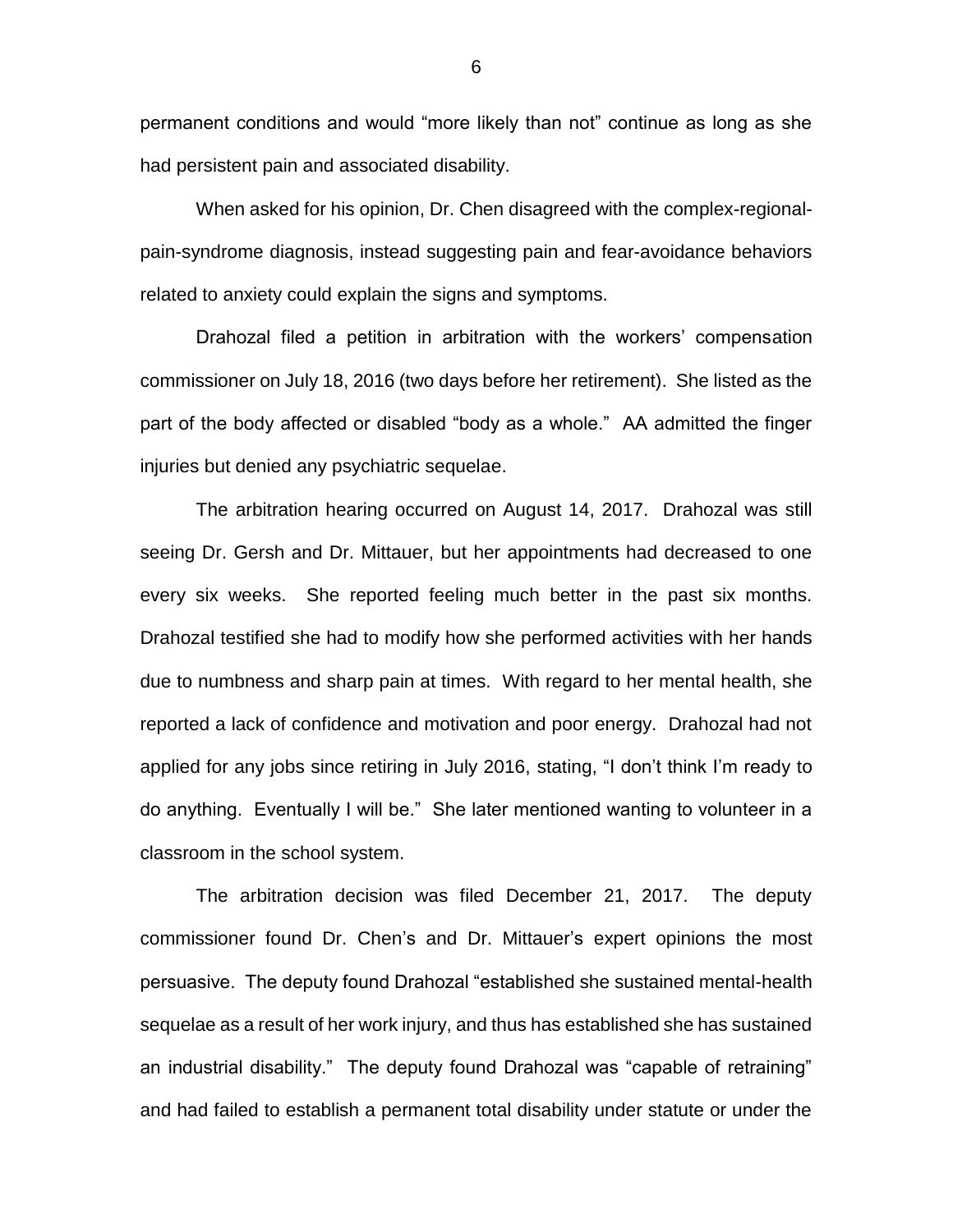permanent conditions and would "more likely than not" continue as long as she had persistent pain and associated disability.

When asked for his opinion, Dr. Chen disagreed with the complex-regional-pain-syndrome diagnosis, instead suggesting pain and fear-avoidance behaviors related to anxiety could explain the signs and symptoms.

Drahozal filed a petition in arbitration with the workers' compensation commissioner on July 18, 2016 (two days before her retirement). She listed as the part of the body affected or disabled "body as a whole." AA admitted the finger injuries but denied any psychiatric sequelae.

The arbitration hearing occurred on August 14, 2017. Drahozal was still seeing Dr. Gersh and Dr. Mittauer, but her appointments had decreased to one every six weeks. She reported feeling much better in the past six months. Drahozal testified she had to modify how she performed activities with her hands due to numbness and sharp pain at times. With regard to her mental health, she reported a lack of confidence and motivation and poor energy. Drahozal had not applied for any jobs since retiring in July 2016, stating, "I don't think I'm ready to do anything. Eventually I will be." She later mentioned wanting to volunteer in a classroom in the school system.

The arbitration decision was filed December 21, 2017. The deputy commissioner found Dr. Chen's and Dr. Mittauer's expert opinions the most persuasive. The deputy found Drahozal "established she sustained mental-health sequelae as a result of her work injury, and thus has established she has sustained an industrial disability." The deputy found Drahozal was "capable of retraining" and had failed to establish a permanent total disability under statute or under the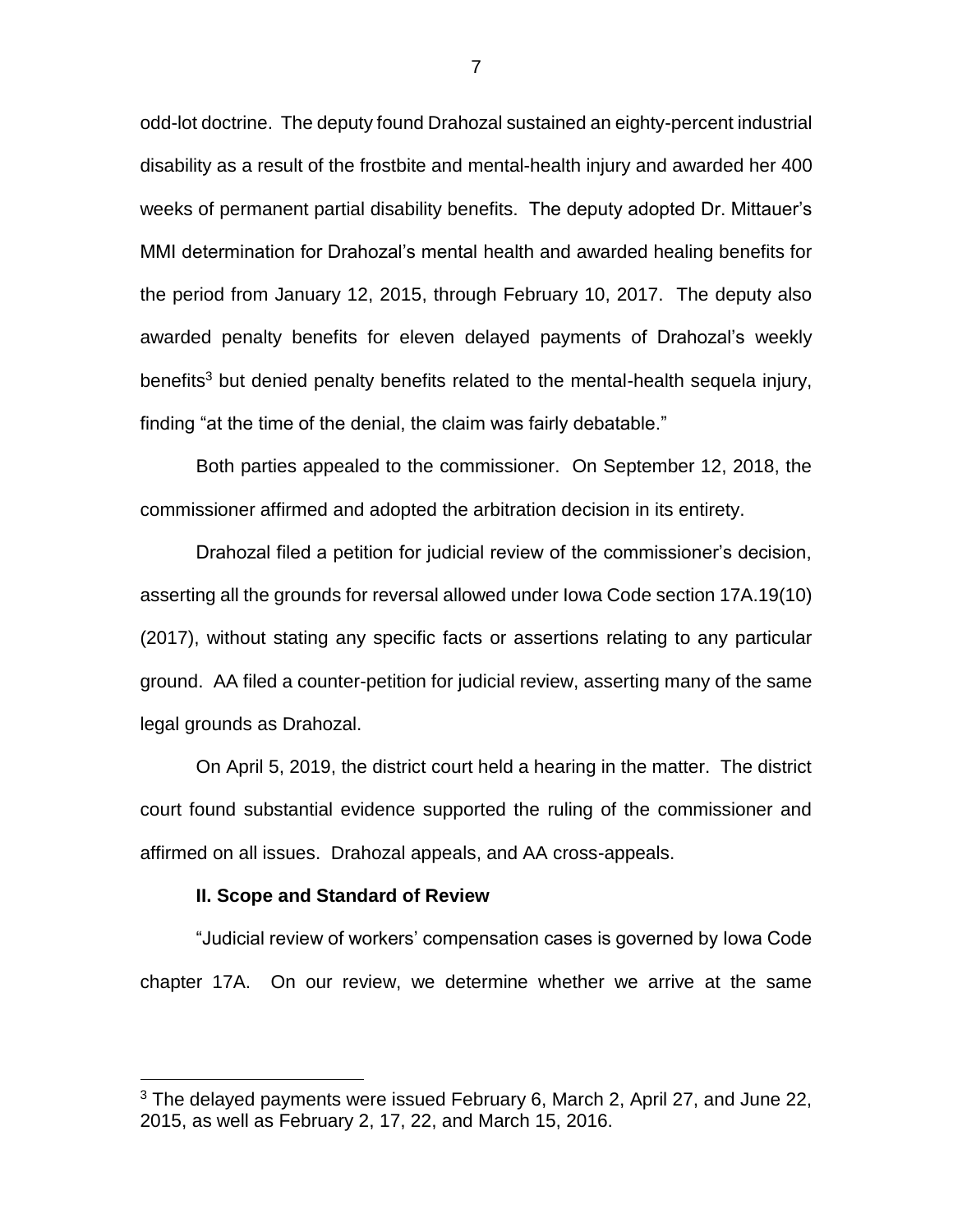odd-lot doctrine. The deputy found Drahozal sustained an eighty-percent industrial disability as a result of the frostbite and mental-health injury and awarded her 400 weeks of permanent partial disability benefits. The deputy adopted Dr. Mittauer's MMI determination for Drahozal's mental health and awarded healing benefits for the period from January 12, 2015, through February 10, 2017. The deputy also awarded penalty benefits for eleven delayed payments of Drahozal's weekly benefits[3] but denied penalty benefits related to the mental-health sequela injury, finding "at the time of the denial, the claim was fairly debatable."

Both parties appealed to the commissioner. On September 12, 2018, the commissioner affirmed and adopted the arbitration decision in its entirety.

Drahozal filed a petition for judicial review of the commissioner's decision, asserting all the grounds for reversal allowed under Iowa Code section 17A.19(10) (2017), without stating any specific facts or assertions relating to any particular ground. AA filed a counter-petition for judicial review, asserting many of the same legal grounds as Drahozal.

On April 5, 2019, the district court held a hearing in the matter. The district court found substantial evidence supported the ruling of the commissioner and affirmed on all issues. Drahozal appeals, and AA cross-appeals.

### II. Scope and Standard of Review

"Judicial review of workers' compensation cases is governed by Iowa Code chapter 17A. On our review, we determine whether we arrive at the same

---

[3] The delayed payments were issued February 6, March 2, April 27, and June 22, 2015, as well as February 2, 17, 22, and March 15, 2016.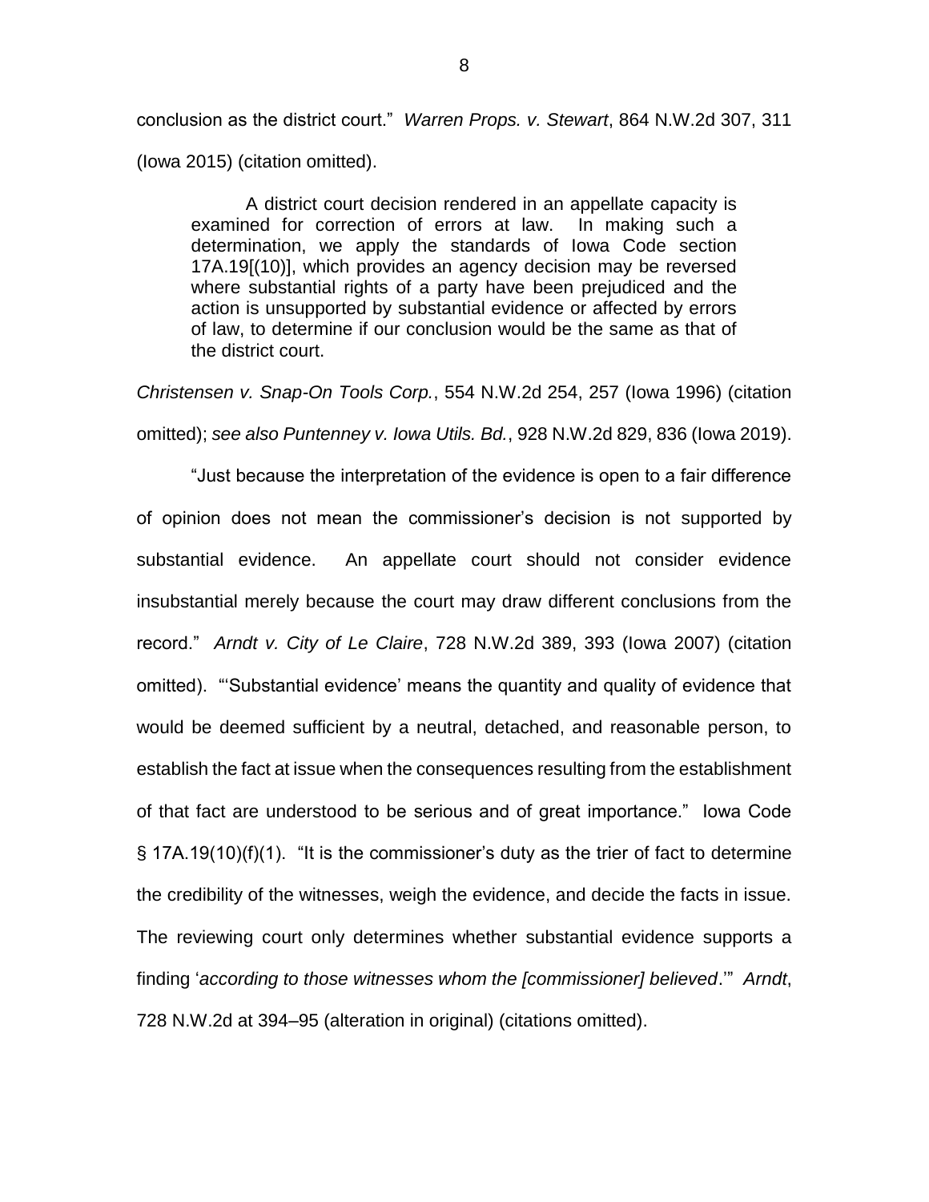conclusion as the district court." *Warren Props. v. Stewart*, 864 N.W.2d 307, 311 (Iowa 2015) (citation omitted).

> A district court decision rendered in an appellate capacity is examined for correction of errors at law. In making such a determination, we apply the standards of Iowa Code section 17A.19[(10)], which provides an agency decision may be reversed where substantial rights of a party have been prejudiced and the action is unsupported by substantial evidence or affected by errors of law, to determine if our conclusion would be the same as that of the district court.

*Christensen v. Snap-On Tools Corp.*, 554 N.W.2d 254, 257 (Iowa 1996) (citation omitted); *see also Puntenney v. Iowa Utils. Bd.*, 928 N.W.2d 829, 836 (Iowa 2019).

"Just because the interpretation of the evidence is open to a fair difference of opinion does not mean the commissioner's decision is not supported by substantial evidence. An appellate court should not consider evidence insubstantial merely because the court may draw different conclusions from the record." *Arndt v. City of Le Claire*, 728 N.W.2d 389, 393 (Iowa 2007) (citation omitted). "'Substantial evidence' means the quantity and quality of evidence that would be deemed sufficient by a neutral, detached, and reasonable person, to establish the fact at issue when the consequences resulting from the establishment of that fact are understood to be serious and of great importance." Iowa Code § 17A.19(10)(f)(1). "It is the commissioner's duty as the trier of fact to determine the credibility of the witnesses, weigh the evidence, and decide the facts in issue. The reviewing court only determines whether substantial evidence supports a finding '*according to those witnesses whom the [commissioner] believed*.'" *Arndt*, 728 N.W.2d at 394–95 (alteration in original) (citations omitted).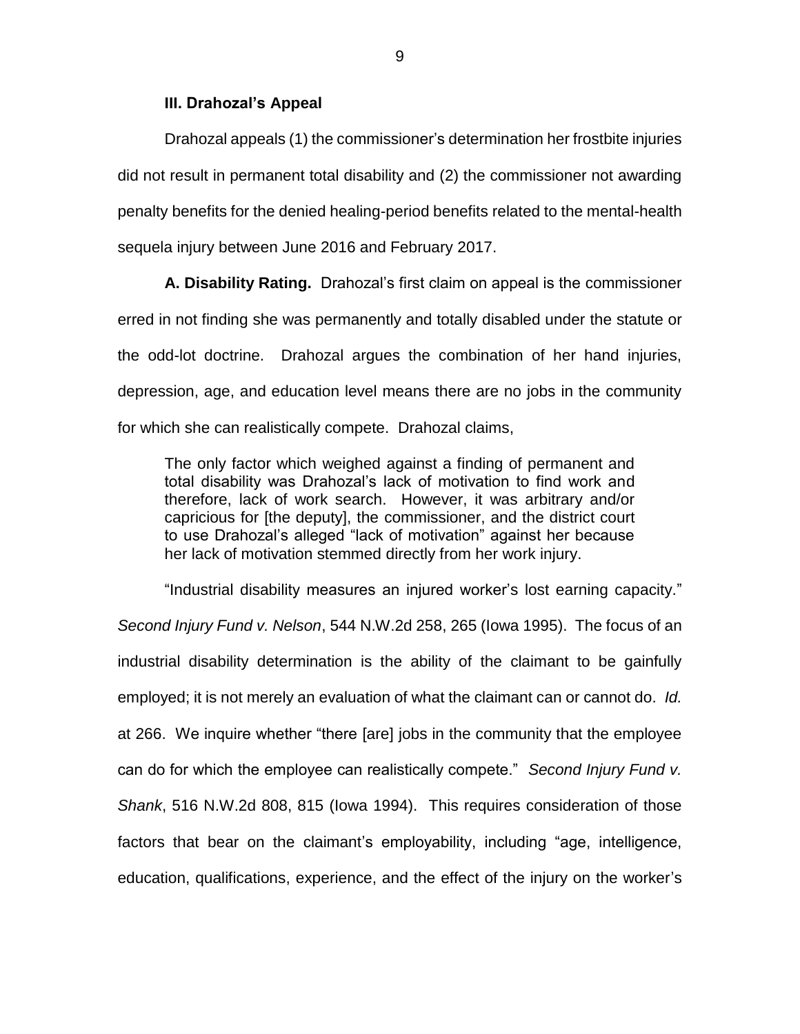### III. Drahozal's Appeal

Drahozal appeals (1) the commissioner's determination her frostbite injuries did not result in permanent total disability and (2) the commissioner not awarding penalty benefits for the denied healing-period benefits related to the mental-health sequela injury between June 2016 and February 2017.

**A. Disability Rating.** Drahozal's first claim on appeal is the commissioner erred in not finding she was permanently and totally disabled under the statute or the odd-lot doctrine. Drahozal argues the combination of her hand injuries, depression, age, and education level means there are no jobs in the community for which she can realistically compete. Drahozal claims,

> The only factor which weighed against a finding of permanent and total disability was Drahozal's lack of motivation to find work and therefore, lack of work search. However, it was arbitrary and/or capricious for [the deputy], the commissioner, and the district court to use Drahozal's alleged "lack of motivation" against her because her lack of motivation stemmed directly from her work injury.

"Industrial disability measures an injured worker's lost earning capacity." *Second Injury Fund v. Nelson*, 544 N.W.2d 258, 265 (Iowa 1995). The focus of an industrial disability determination is the ability of the claimant to be gainfully employed; it is not merely an evaluation of what the claimant can or cannot do. *Id.* at 266. We inquire whether "there [are] jobs in the community that the employee can do for which the employee can realistically compete." *Second Injury Fund v. Shank*, 516 N.W.2d 808, 815 (Iowa 1994). This requires consideration of those factors that bear on the claimant's employability, including "age, intelligence, education, qualifications, experience, and the effect of the injury on the worker's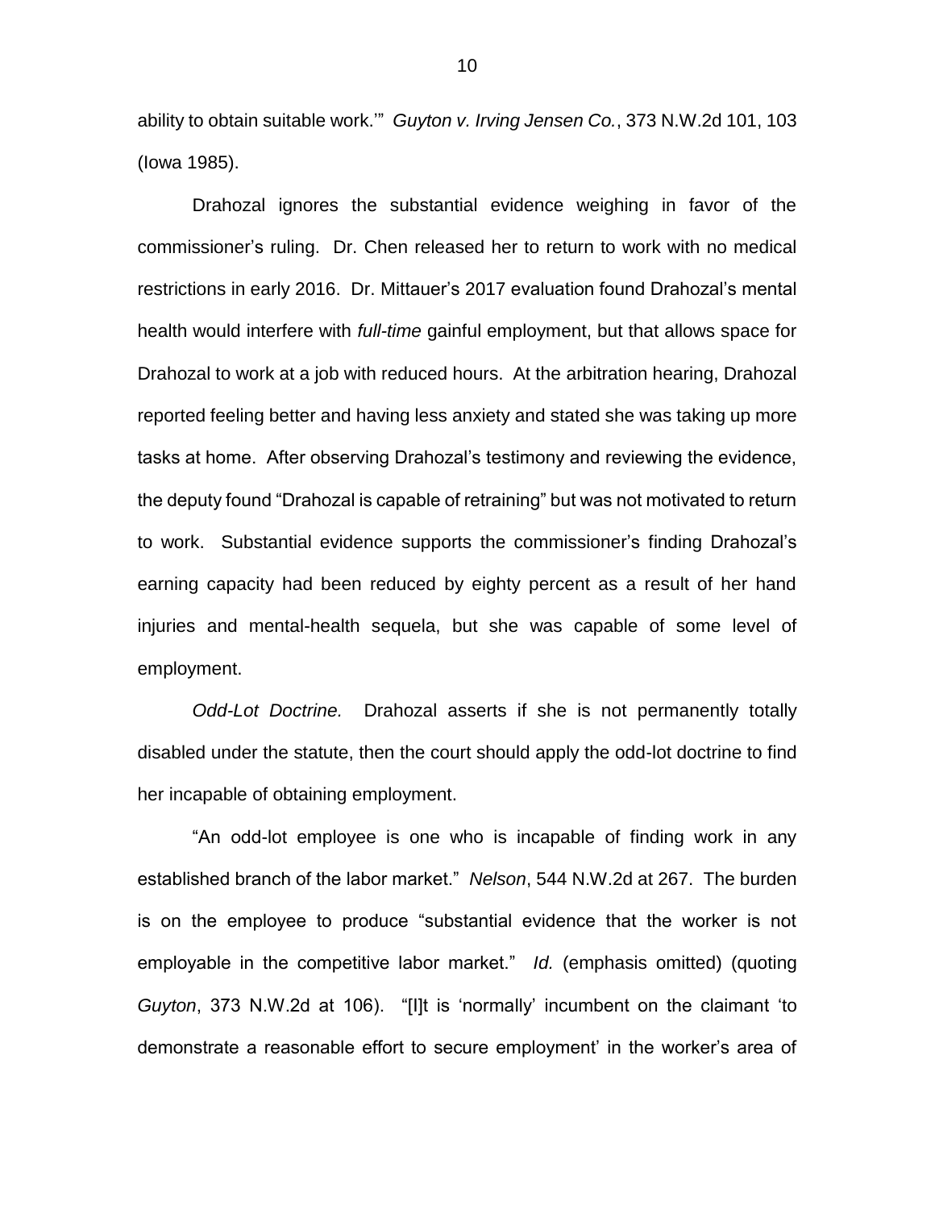ability to obtain suitable work.'" *Guyton v. Irving Jensen Co.*, 373 N.W.2d 101, 103 (Iowa 1985).

Drahozal ignores the substantial evidence weighing in favor of the commissioner's ruling. Dr. Chen released her to return to work with no medical restrictions in early 2016. Dr. Mittauer's 2017 evaluation found Drahozal's mental health would interfere with *full-time* gainful employment, but that allows space for Drahozal to work at a job with reduced hours. At the arbitration hearing, Drahozal reported feeling better and having less anxiety and stated she was taking up more tasks at home. After observing Drahozal's testimony and reviewing the evidence, the deputy found "Drahozal is capable of retraining" but was not motivated to return to work. Substantial evidence supports the commissioner's finding Drahozal's earning capacity had been reduced by eighty percent as a result of her hand injuries and mental-health sequela, but she was capable of some level of employment.

*Odd-Lot Doctrine.* Drahozal asserts if she is not permanently totally disabled under the statute, then the court should apply the odd-lot doctrine to find her incapable of obtaining employment.

"An odd-lot employee is one who is incapable of finding work in any established branch of the labor market." *Nelson*, 544 N.W.2d at 267. The burden is on the employee to produce "substantial evidence that the worker is not employable in the competitive labor market." *Id.* (emphasis omitted) (quoting *Guyton*, 373 N.W.2d at 106). "[I]t is 'normally' incumbent on the claimant 'to demonstrate a reasonable effort to secure employment' in the worker's area of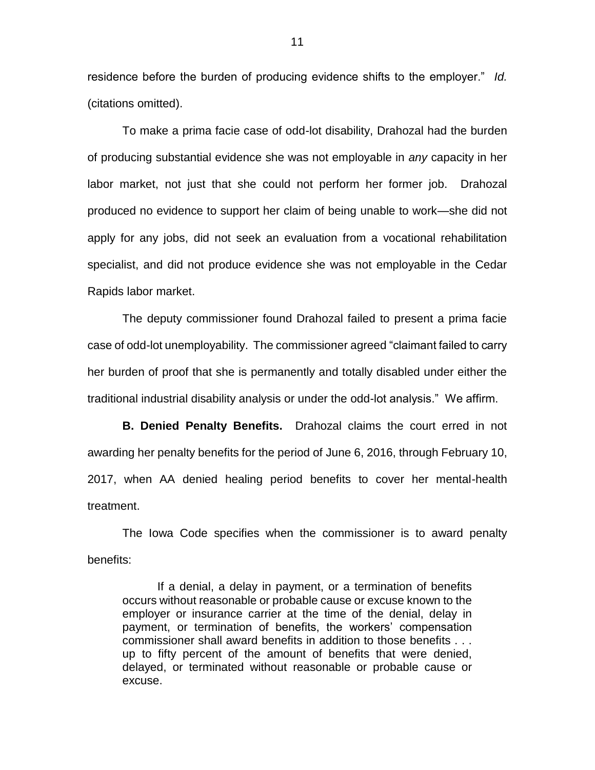residence before the burden of producing evidence shifts to the employer." *Id.* (citations omitted).

To make a prima facie case of odd-lot disability, Drahozal had the burden of producing substantial evidence she was not employable in *any* capacity in her labor market, not just that she could not perform her former job. Drahozal produced no evidence to support her claim of being unable to work—she did not apply for any jobs, did not seek an evaluation from a vocational rehabilitation specialist, and did not produce evidence she was not employable in the Cedar Rapids labor market.

The deputy commissioner found Drahozal failed to present a prima facie case of odd-lot unemployability. The commissioner agreed "claimant failed to carry her burden of proof that she is permanently and totally disabled under either the traditional industrial disability analysis or under the odd-lot analysis." We affirm.

**B. Denied Penalty Benefits.** Drahozal claims the court erred in not awarding her penalty benefits for the period of June 6, 2016, through February 10, 2017, when AA denied healing period benefits to cover her mental-health treatment.

The Iowa Code specifies when the commissioner is to award penalty benefits:

> If a denial, a delay in payment, or a termination of benefits occurs without reasonable or probable cause or excuse known to the employer or insurance carrier at the time of the denial, delay in payment, or termination of benefits, the workers' compensation commissioner shall award benefits in addition to those benefits . . . up to fifty percent of the amount of benefits that were denied, delayed, or terminated without reasonable or probable cause or excuse.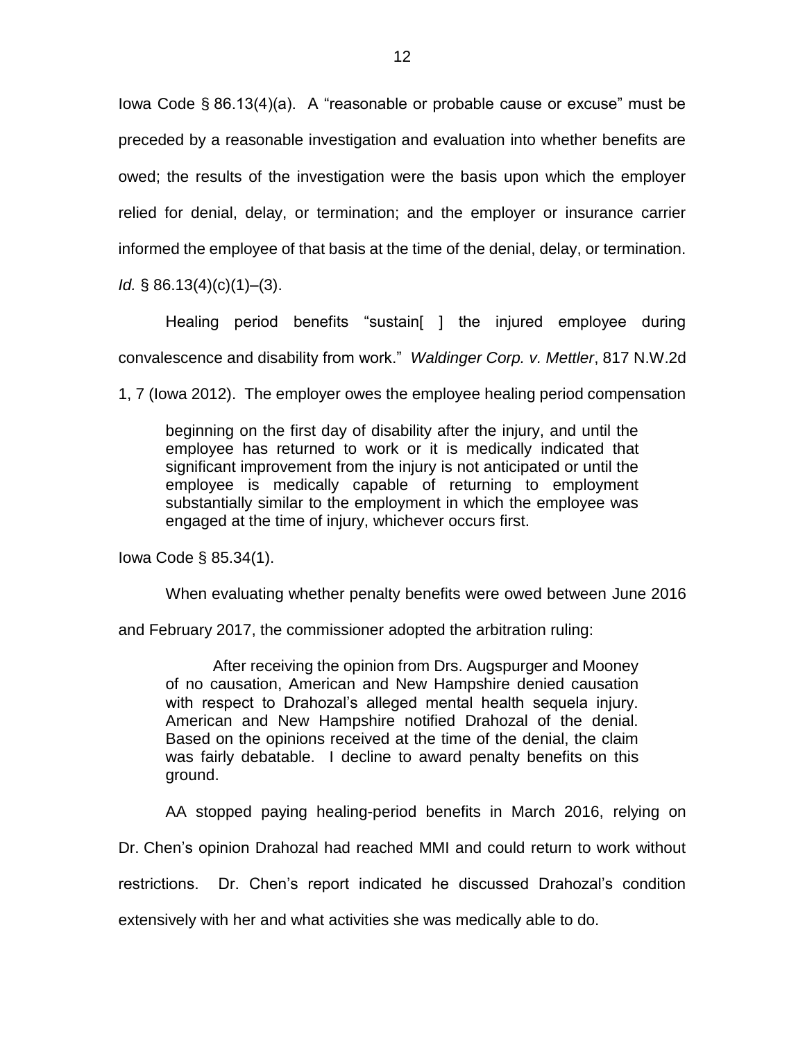Iowa Code § 86.13(4)(a). A "reasonable or probable cause or excuse" must be preceded by a reasonable investigation and evaluation into whether benefits are owed; the results of the investigation were the basis upon which the employer relied for denial, delay, or termination; and the employer or insurance carrier informed the employee of that basis at the time of the denial, delay, or termination. *Id.* § 86.13(4)(c)(1)–(3).

Healing period benefits "sustain[ ] the injured employee during convalescence and disability from work." *Waldinger Corp. v. Mettler*, 817 N.W.2d 1, 7 (Iowa 2012). The employer owes the employee healing period compensation

> beginning on the first day of disability after the injury, and until the employee has returned to work or it is medically indicated that significant improvement from the injury is not anticipated or until the employee is medically capable of returning to employment substantially similar to the employment in which the employee was engaged at the time of injury, whichever occurs first.

Iowa Code § 85.34(1).

When evaluating whether penalty benefits were owed between June 2016 and February 2017, the commissioner adopted the arbitration ruling:

> After receiving the opinion from Drs. Augspurger and Mooney of no causation, American and New Hampshire denied causation with respect to Drahozal's alleged mental health sequela injury. American and New Hampshire notified Drahozal of the denial. Based on the opinions received at the time of the denial, the claim was fairly debatable. I decline to award penalty benefits on this ground.

AA stopped paying healing-period benefits in March 2016, relying on Dr. Chen's opinion Drahozal had reached MMI and could return to work without restrictions. Dr. Chen's report indicated he discussed Drahozal's condition extensively with her and what activities she was medically able to do.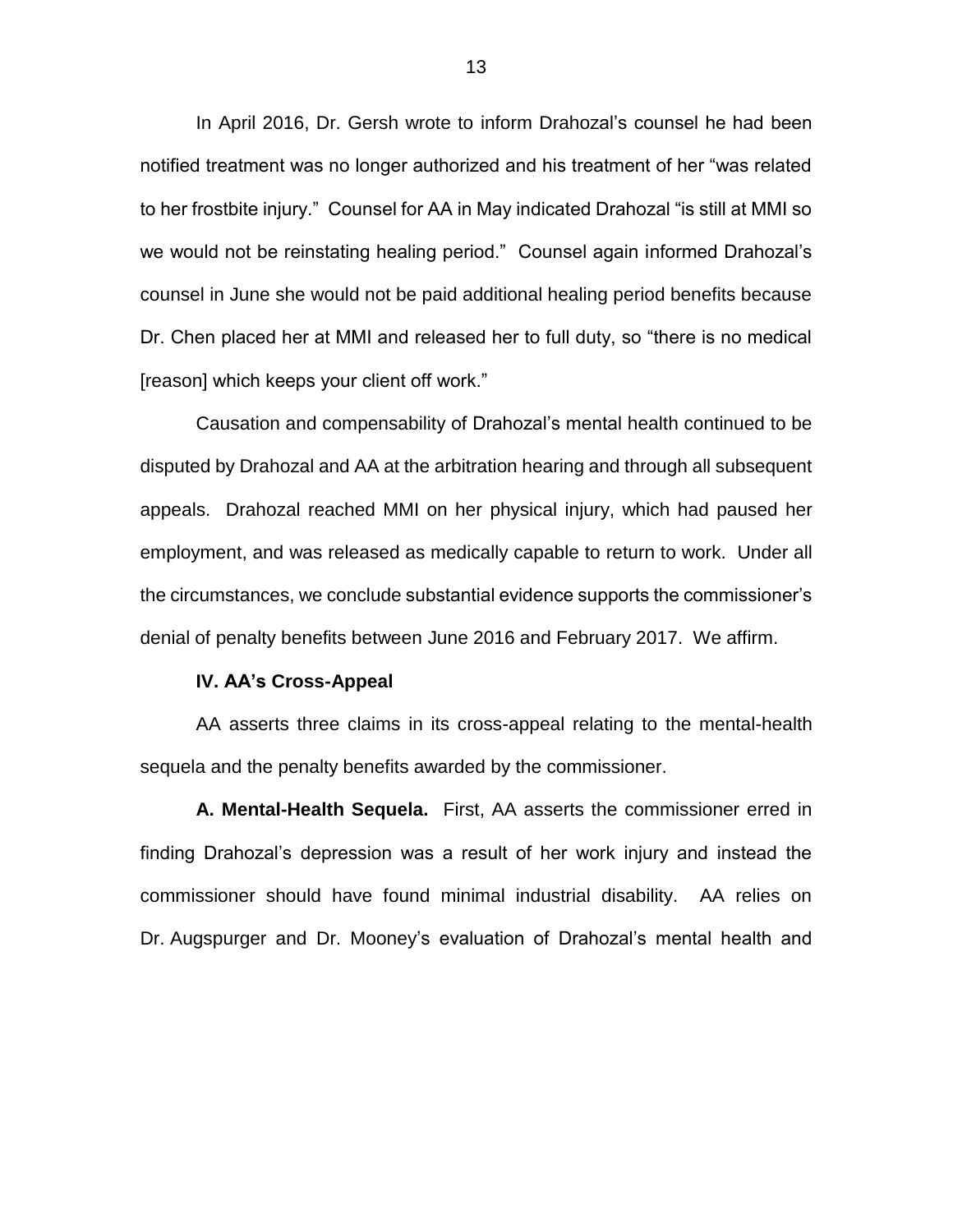In April 2016, Dr. Gersh wrote to inform Drahozal's counsel he had been notified treatment was no longer authorized and his treatment of her "was related to her frostbite injury." Counsel for AA in May indicated Drahozal "is still at MMI so we would not be reinstating healing period." Counsel again informed Drahozal's counsel in June she would not be paid additional healing period benefits because Dr. Chen placed her at MMI and released her to full duty, so "there is no medical [reason] which keeps your client off work."

Causation and compensability of Drahozal's mental health continued to be disputed by Drahozal and AA at the arbitration hearing and through all subsequent appeals. Drahozal reached MMI on her physical injury, which had paused her employment, and was released as medically capable to return to work. Under all the circumstances, we conclude substantial evidence supports the commissioner's denial of penalty benefits between June 2016 and February 2017. We affirm.

**IV. AA's Cross-Appeal**

AA asserts three claims in its cross-appeal relating to the mental-health sequela and the penalty benefits awarded by the commissioner.

**A. Mental-Health Sequela.** First, AA asserts the commissioner erred in finding Drahozal's depression was a result of her work injury and instead the commissioner should have found minimal industrial disability. AA relies on Dr. Augspurger and Dr. Mooney's evaluation of Drahozal's mental health and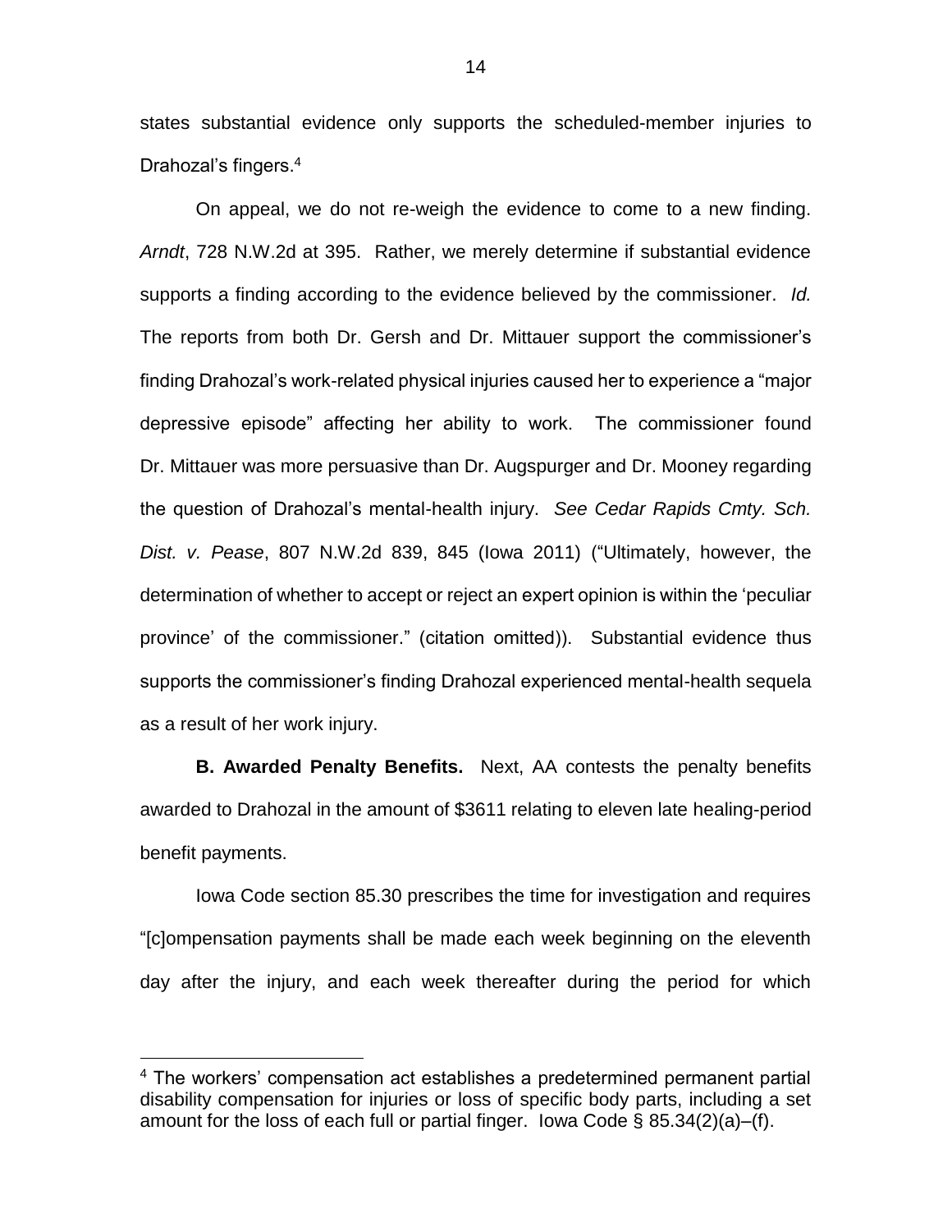states substantial evidence only supports the scheduled-member injuries to Drahozal's fingers.[4]

On appeal, we do not re-weigh the evidence to come to a new finding. *Arndt*, 728 N.W.2d at 395. Rather, we merely determine if substantial evidence supports a finding according to the evidence believed by the commissioner. *Id.* The reports from both Dr. Gersh and Dr. Mittauer support the commissioner's finding Drahozal's work-related physical injuries caused her to experience a "major depressive episode" affecting her ability to work. The commissioner found Dr. Mittauer was more persuasive than Dr. Augspurger and Dr. Mooney regarding the question of Drahozal's mental-health injury. *See Cedar Rapids Cmty. Sch. Dist. v. Pease*, 807 N.W.2d 839, 845 (Iowa 2011) ("Ultimately, however, the determination of whether to accept or reject an expert opinion is within the 'peculiar province' of the commissioner." (citation omitted)). Substantial evidence thus supports the commissioner's finding Drahozal experienced mental-health sequela as a result of her work injury.

**B. Awarded Penalty Benefits.** Next, AA contests the penalty benefits awarded to Drahozal in the amount of $3611 relating to eleven late healing-period benefit payments.

Iowa Code section 85.30 prescribes the time for investigation and requires "[c]ompensation payments shall be made each week beginning on the eleventh day after the injury, and each week thereafter during the period for which

[4] The workers' compensation act establishes a predetermined permanent partial disability compensation for injuries or loss of specific body parts, including a set amount for the loss of each full or partial finger. Iowa Code § 85.34(2)(a)–(f).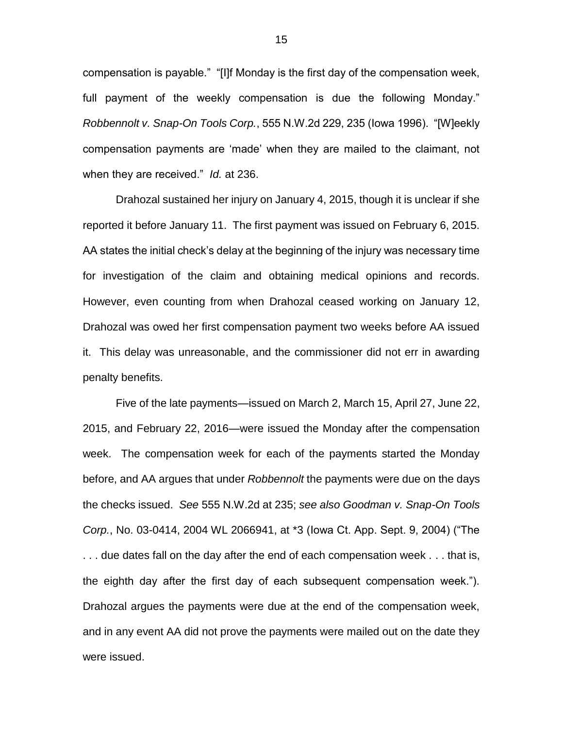compensation is payable." "[I]f Monday is the first day of the compensation week, full payment of the weekly compensation is due the following Monday." *Robbennolt v. Snap-On Tools Corp.*, 555 N.W.2d 229, 235 (Iowa 1996). "[W]eekly compensation payments are 'made' when they are mailed to the claimant, not when they are received." *Id.* at 236.

Drahozal sustained her injury on January 4, 2015, though it is unclear if she reported it before January 11. The first payment was issued on February 6, 2015. AA states the initial check's delay at the beginning of the injury was necessary time for investigation of the claim and obtaining medical opinions and records. However, even counting from when Drahozal ceased working on January 12, Drahozal was owed her first compensation payment two weeks before AA issued it. This delay was unreasonable, and the commissioner did not err in awarding penalty benefits.

Five of the late payments—issued on March 2, March 15, April 27, June 22, 2015, and February 22, 2016—were issued the Monday after the compensation week. The compensation week for each of the payments started the Monday before, and AA argues that under *Robbennolt* the payments were due on the days the checks issued. *See* 555 N.W.2d at 235; *see also Goodman v. Snap-On Tools Corp.*, No. 03-0414, 2004 WL 2066941, at *3 (Iowa Ct. App. Sept. 9, 2004) ("The . . . due dates fall on the day after the end of each compensation week . . . that is, the eighth day after the first day of each subsequent compensation week."). Drahozal argues the payments were due at the end of the compensation week, and in any event AA did not prove the payments were mailed out on the date they were issued.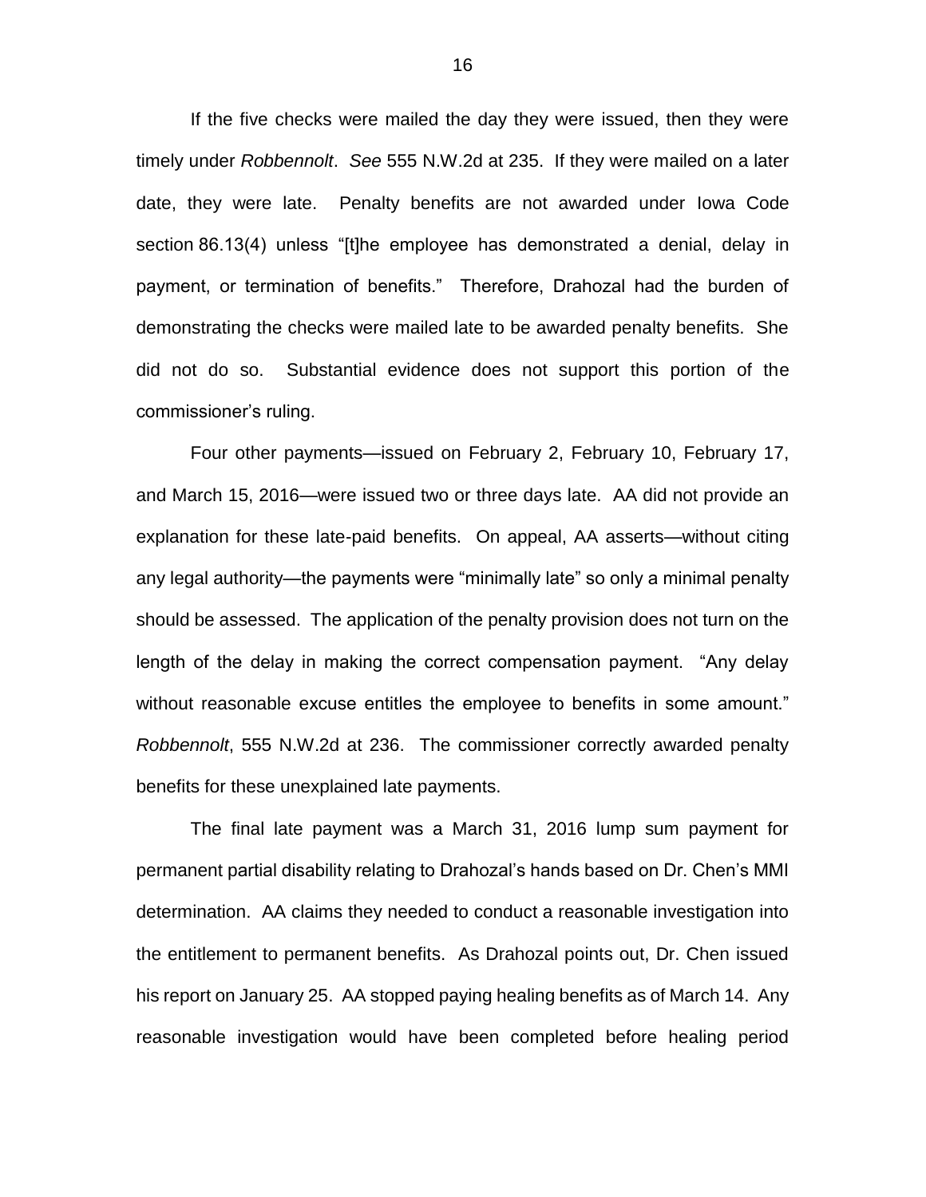If the five checks were mailed the day they were issued, then they were timely under *Robbennolt*. *See* 555 N.W.2d at 235. If they were mailed on a later date, they were late. Penalty benefits are not awarded under Iowa Code section 86.13(4) unless "[t]he employee has demonstrated a denial, delay in payment, or termination of benefits." Therefore, Drahozal had the burden of demonstrating the checks were mailed late to be awarded penalty benefits. She did not do so. Substantial evidence does not support this portion of the commissioner's ruling.

Four other payments—issued on February 2, February 10, February 17, and March 15, 2016—were issued two or three days late. AA did not provide an explanation for these late-paid benefits. On appeal, AA asserts—without citing any legal authority—the payments were "minimally late" so only a minimal penalty should be assessed. The application of the penalty provision does not turn on the length of the delay in making the correct compensation payment. "Any delay without reasonable excuse entitles the employee to benefits in some amount." *Robbennolt*, 555 N.W.2d at 236. The commissioner correctly awarded penalty benefits for these unexplained late payments.

The final late payment was a March 31, 2016 lump sum payment for permanent partial disability relating to Drahozal's hands based on Dr. Chen's MMI determination. AA claims they needed to conduct a reasonable investigation into the entitlement to permanent benefits. As Drahozal points out, Dr. Chen issued his report on January 25. AA stopped paying healing benefits as of March 14. Any reasonable investigation would have been completed before healing period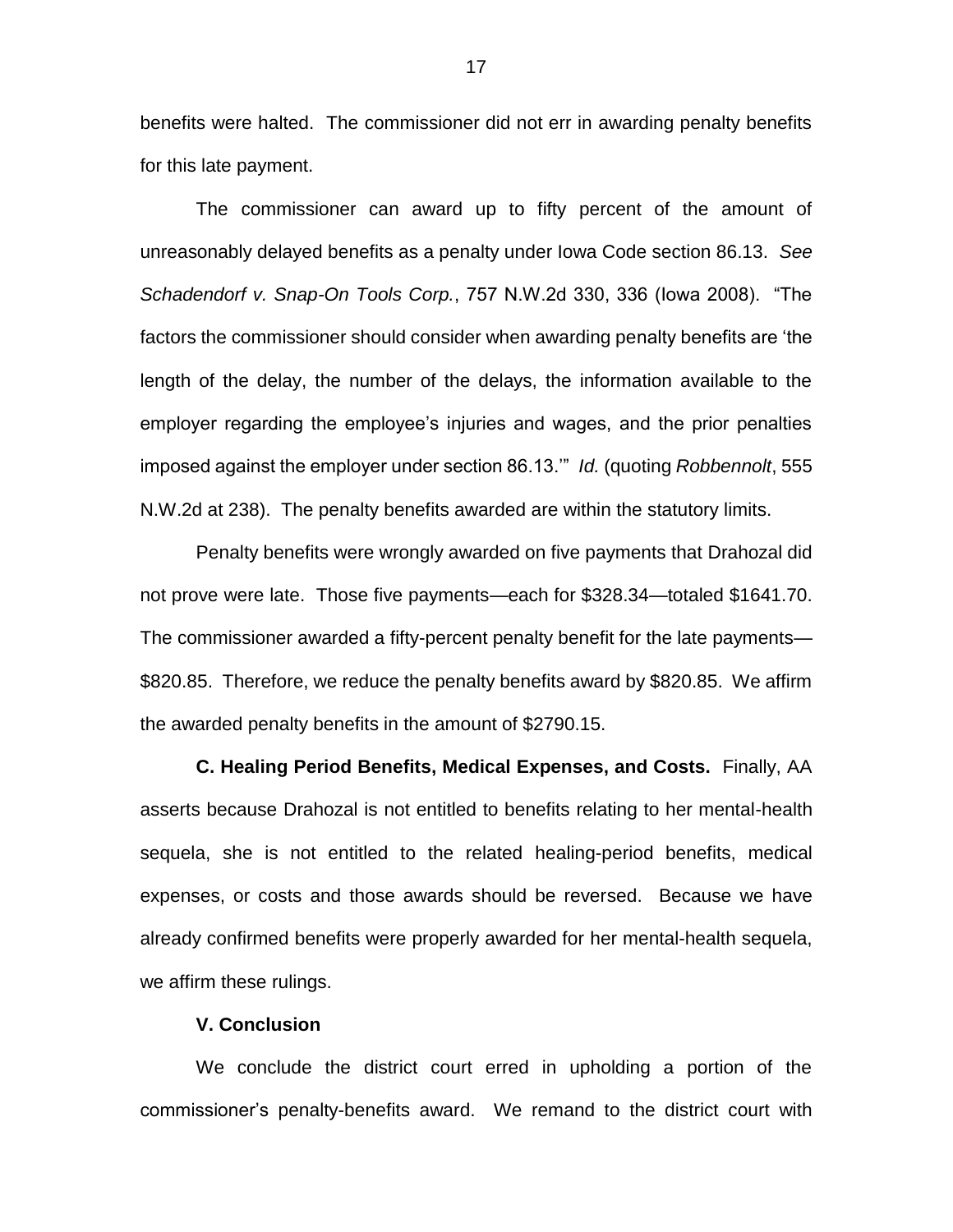benefits were halted. The commissioner did not err in awarding penalty benefits for this late payment.

The commissioner can award up to fifty percent of the amount of unreasonably delayed benefits as a penalty under Iowa Code section 86.13. *See Schadendorf v. Snap-On Tools Corp.*, 757 N.W.2d 330, 336 (Iowa 2008). "The factors the commissioner should consider when awarding penalty benefits are 'the length of the delay, the number of the delays, the information available to the employer regarding the employee's injuries and wages, and the prior penalties imposed against the employer under section 86.13.'" *Id.* (quoting *Robbennolt*, 555 N.W.2d at 238). The penalty benefits awarded are within the statutory limits.

Penalty benefits were wrongly awarded on five payments that Drahozal did not prove were late. Those five payments—each for $328.34—totaled $1641.70. The commissioner awarded a fifty-percent penalty benefit for the late payments—$820.85. Therefore, we reduce the penalty benefits award by $820.85. We affirm the awarded penalty benefits in the amount of $2790.15.

**C. Healing Period Benefits, Medical Expenses, and Costs.** Finally, AA asserts because Drahozal is not entitled to benefits relating to her mental-health sequela, she is not entitled to the related healing-period benefits, medical expenses, or costs and those awards should be reversed. Because we have already confirmed benefits were properly awarded for her mental-health sequela, we affirm these rulings.

## V. Conclusion

We conclude the district court erred in upholding a portion of the commissioner's penalty-benefits award. We remand to the district court with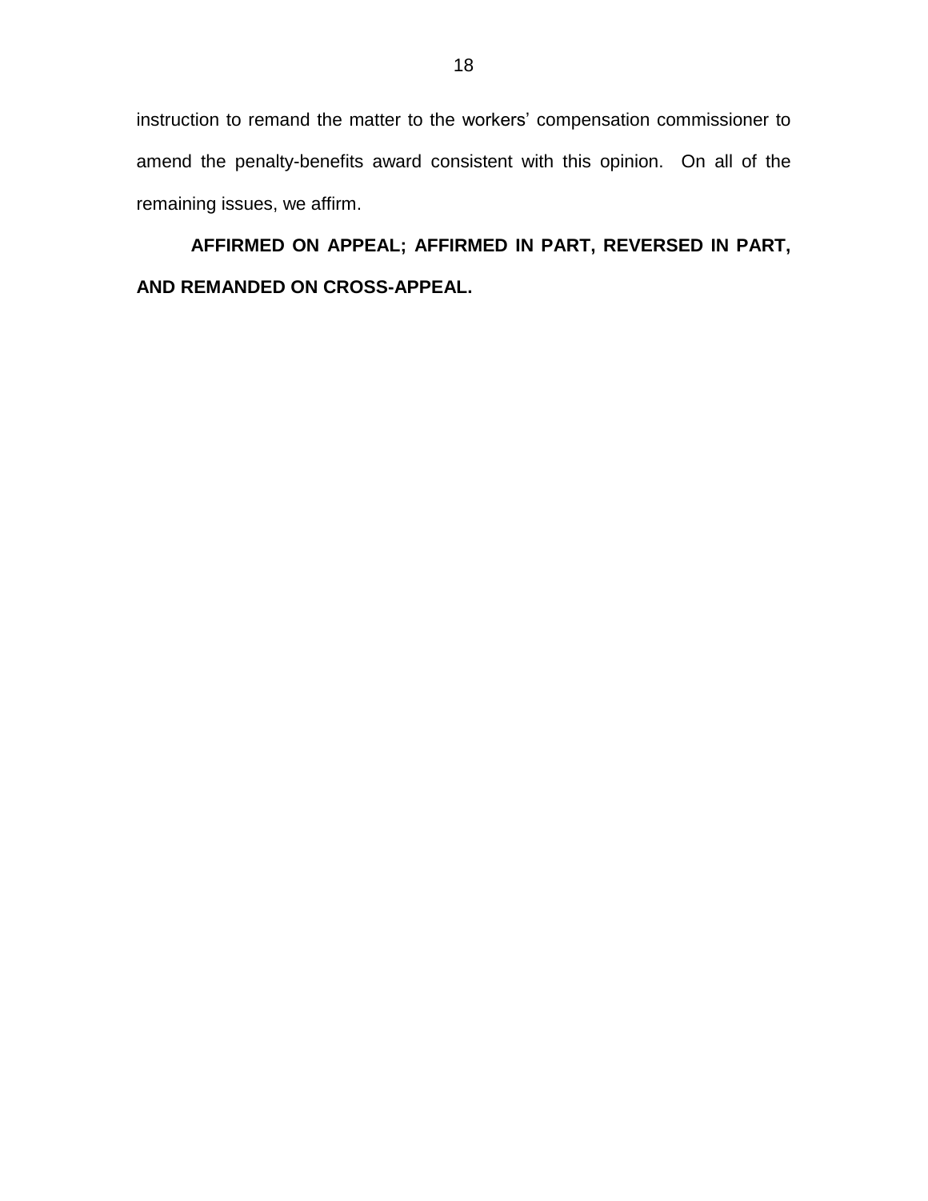instruction to remand the matter to the workers' compensation commissioner to amend the penalty-benefits award consistent with this opinion. On all of the remaining issues, we affirm.

**AFFIRMED ON APPEAL; AFFIRMED IN PART, REVERSED IN PART, AND REMANDED ON CROSS-APPEAL.**